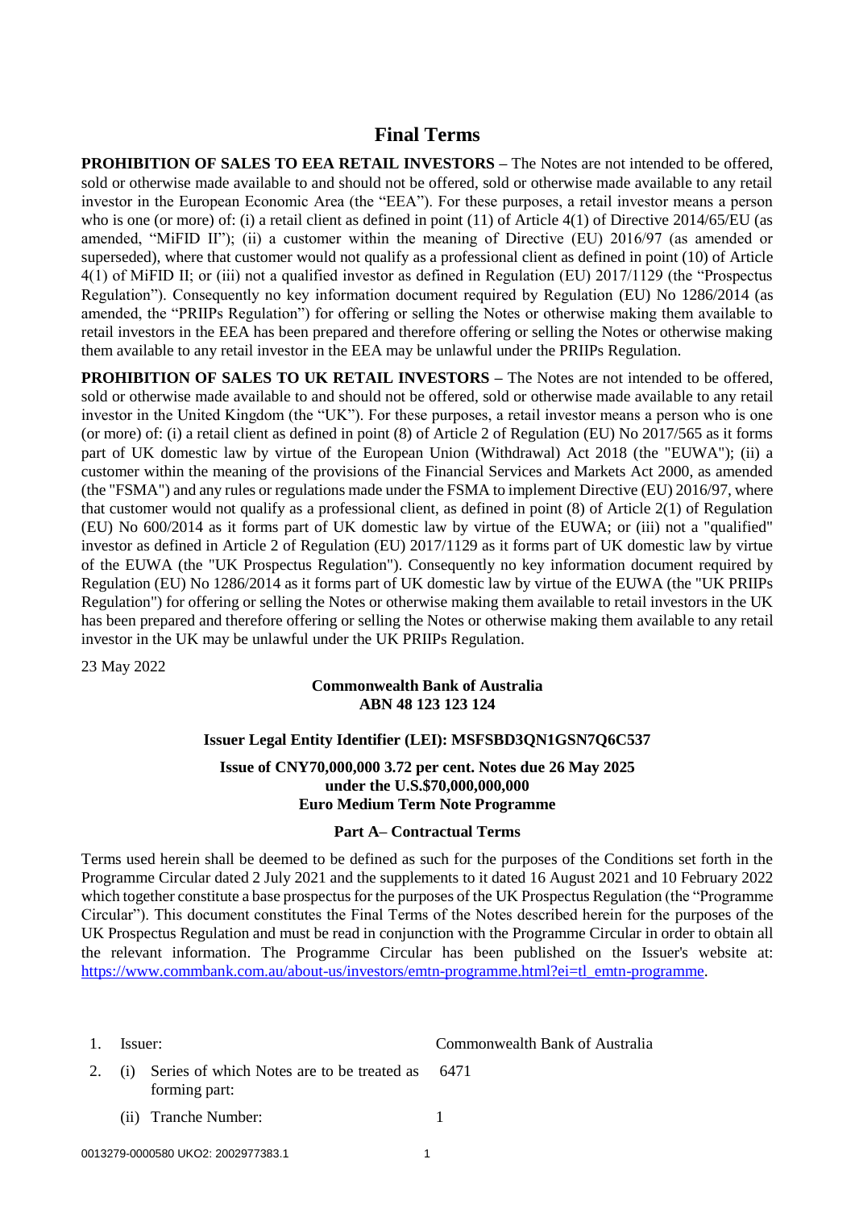# Final Terms

**PROHIBITION OF SALES TO EEA RETAIL INVESTORS –** The Notes are not intended to be offered, sold or otherwise made available to and should not be offered, sold or otherwise made available to any retail investor in the European Economic Area (the "EEA"). For these purposes, a retail investor means a person who is one (or more) of: (i) a retail client as defined in point (11) of Article 4(1) of Directive 2014/65/EU (as amended, "MiFID II"); (ii) a customer within the meaning of Directive (EU) 2016/97 (as amended or superseded), where that customer would not qualify as a professional client as defined in point (10) of Article 4(1) of MiFID II; or (iii) not a qualified investor as defined in Regulation (EU) 2017/1129 (the "Prospectus Regulation"). Consequently no key information document required by Regulation (EU) No 1286/2014 (as amended, the "PRIIPs Regulation") for offering or selling the Notes or otherwise making them available to retail investors in the EEA has been prepared and therefore offering or selling the Notes or otherwise making them available to any retail investor in the EEA may be unlawful under the PRIIPs Regulation.

**PROHIBITION OF SALES TO UK RETAIL INVESTORS –** The Notes are not intended to be offered, sold or otherwise made available to and should not be offered, sold or otherwise made available to any retail investor in the United Kingdom (the "UK"). For these purposes, a retail investor means a person who is one (or more) of: (i) a retail client as defined in point (8) of Article 2 of Regulation (EU) No 2017/565 as it forms part of UK domestic law by virtue of the European Union (Withdrawal) Act 2018 (the "EUWA"); (ii) a customer within the meaning of the provisions of the Financial Services and Markets Act 2000, as amended (the "FSMA") and any rules or regulations made under the FSMA to implement Directive (EU) 2016/97, where that customer would not qualify as a professional client, as defined in point (8) of Article 2(1) of Regulation (EU) No 600/2014 as it forms part of UK domestic law by virtue of the EUWA; or (iii) not a "qualified" investor as defined in Article 2 of Regulation (EU) 2017/1129 as it forms part of UK domestic law by virtue of the EUWA (the "UK Prospectus Regulation"). Consequently no key information document required by Regulation (EU) No 1286/2014 as it forms part of UK domestic law by virtue of the EUWA (the "UK PRIIPs Regulation") for offering or selling the Notes or otherwise making them available to retail investors in the UK has been prepared and therefore offering or selling the Notes or otherwise making them available to any retail investor in the UK may be unlawful under the UK PRIIPs Regulation.

23 May 2022

**Commonwealth Bank of Australia**
**ABN 48 123 123 124**

**Issuer Legal Entity Identifier (LEI): MSFSBD3QN1GSN7Q6C537**

**Issue of CNY70,000,000 3.72 per cent. Notes due 26 May 2025**
**under the U.S.$70,000,000,000**
**Euro Medium Term Note Programme**

**Part A– Contractual Terms**

Terms used herein shall be deemed to be defined as such for the purposes of the Conditions set forth in the Programme Circular dated 2 July 2021 and the supplements to it dated 16 August 2021 and 10 February 2022 which together constitute a base prospectus for the purposes of the UK Prospectus Regulation (the "Programme Circular"). This document constitutes the Final Terms of the Notes described herein for the purposes of the UK Prospectus Regulation and must be read in conjunction with the Programme Circular in order to obtain all the relevant information. The Programme Circular has been published on the Issuer's website at: https://www.commbank.com.au/about-us/investors/emtn-programme.html?ei=tl_emtn-programme.

| | | |
|---|---|---|
| 1. | Issuer: | Commonwealth Bank of Australia |
| 2. | (i) Series of which Notes are to be treated as forming part: | 6471 |
| | (ii) Tranche Number: | 1 |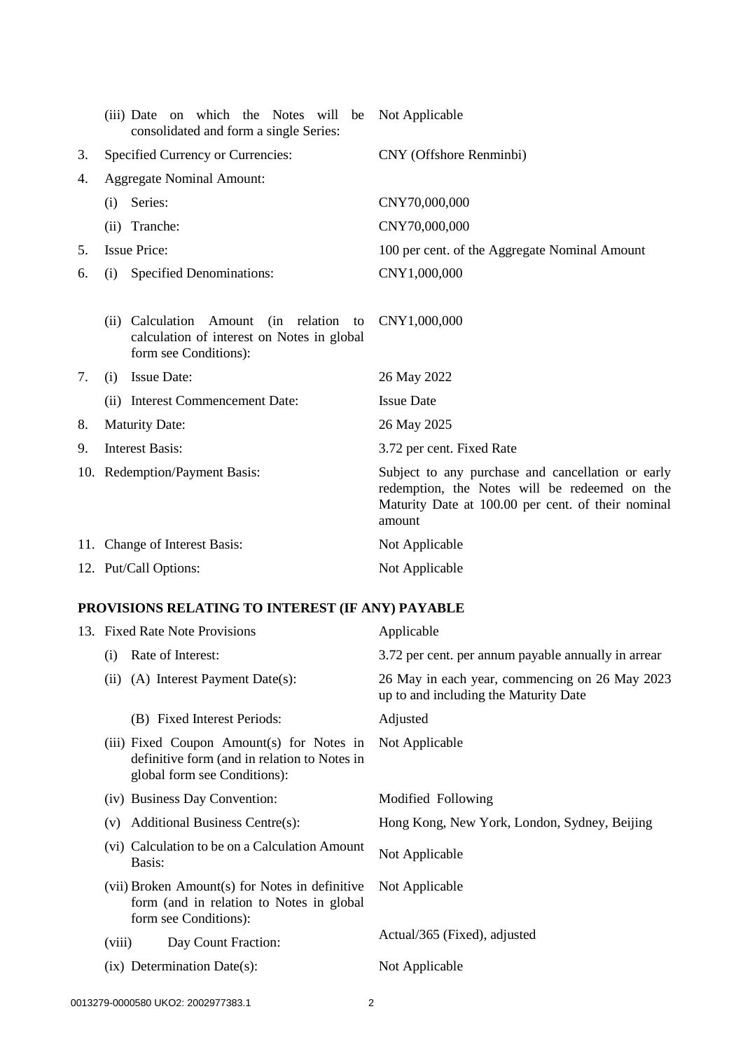| | | |
|---|---|---|
| | (iii) Date on which the Notes will be consolidated and form a single Series: | Not Applicable |
| 3. | Specified Currency or Currencies: | CNY (Offshore Renminbi) |
| 4. | Aggregate Nominal Amount: | |
| | (i) Series: | CNY70,000,000 |
| | (ii) Tranche: | CNY70,000,000 |
| 5. | Issue Price: | 100 per cent. of the Aggregate Nominal Amount |
| 6. | (i) Specified Denominations: | CNY1,000,000 |
| | (ii) Calculation Amount (in relation to calculation of interest on Notes in global form see Conditions): | CNY1,000,000 |
| 7. | (i) Issue Date: | 26 May 2022 |
| | (ii) Interest Commencement Date: | Issue Date |
| 8. | Maturity Date: | 26 May 2025 |
| 9. | Interest Basis: | 3.72 per cent. Fixed Rate |
| 10. | Redemption/Payment Basis: | Subject to any purchase and cancellation or early redemption, the Notes will be redeemed on the Maturity Date at 100.00 per cent. of their nominal amount |
| 11. | Change of Interest Basis: | Not Applicable |
| 12. | Put/Call Options: | Not Applicable |

## PROVISIONS RELATING TO INTEREST (IF ANY) PAYABLE

| | | |
|---|---|---|
| 13. | Fixed Rate Note Provisions | Applicable |
| | (i) Rate of Interest: | 3.72 per cent. per annum payable annually in arrear |
| | (ii) (A) Interest Payment Date(s): | 26 May in each year, commencing on 26 May 2023 up to and including the Maturity Date |
| | (B) Fixed Interest Periods: | Adjusted |
| | (iii) Fixed Coupon Amount(s) for Notes in definitive form (and in relation to Notes in global form see Conditions): | Not Applicable |
| | (iv) Business Day Convention: | Modified Following |
| | (v) Additional Business Centre(s): | Hong Kong, New York, London, Sydney, Beijing |
| | (vi) Calculation to be on a Calculation Amount Basis: | Not Applicable |
| | (vii) Broken Amount(s) for Notes in definitive form (and in relation to Notes in global form see Conditions): | Not Applicable |
| | (viii) Day Count Fraction: | Actual/365 (Fixed), adjusted |
| | (ix) Determination Date(s): | Not Applicable |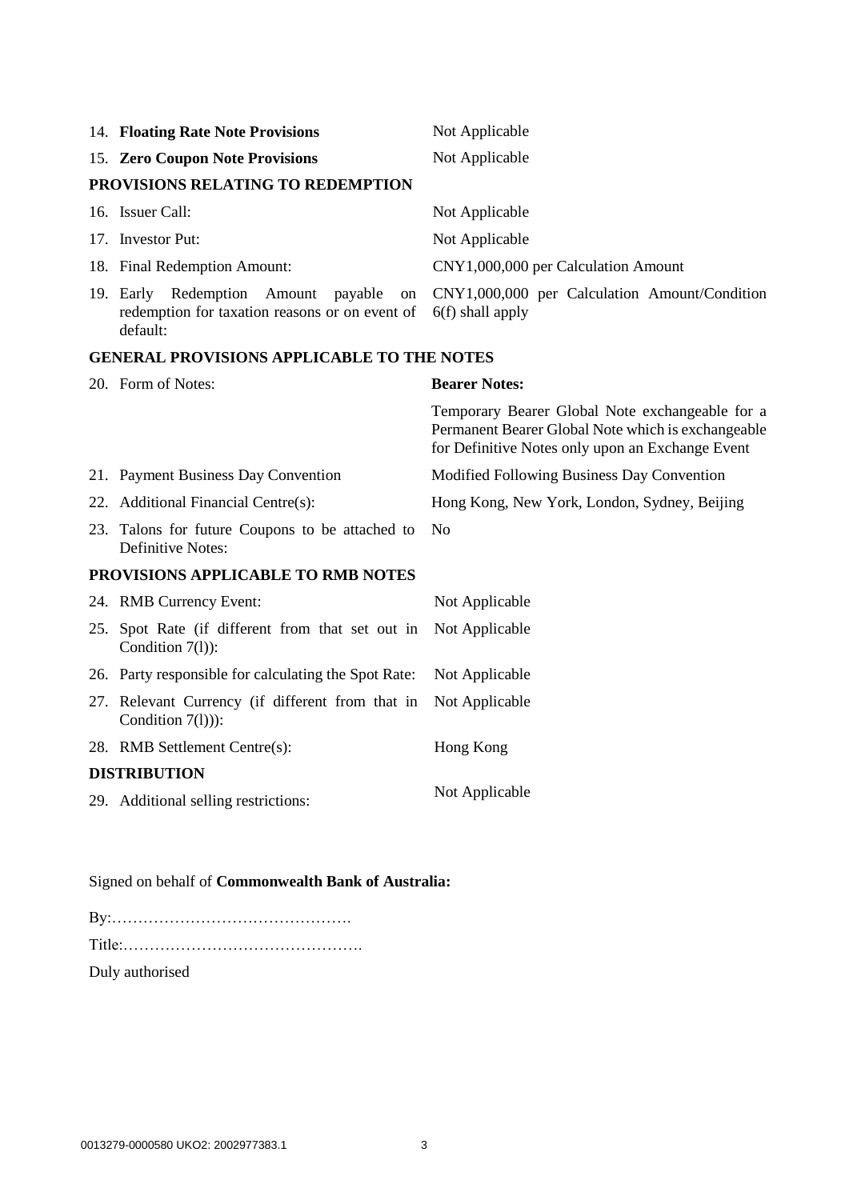| | |
|---|---|
| 14. **Floating Rate Note Provisions** | Not Applicable |
| 15. **Zero Coupon Note Provisions** | Not Applicable |

**PROVISIONS RELATING TO REDEMPTION**

| | |
|---|---|
| 16. Issuer Call: | Not Applicable |
| 17. Investor Put: | Not Applicable |
| 18. Final Redemption Amount: | CNY1,000,000 per Calculation Amount |
| 19. Early Redemption Amount payable on redemption for taxation reasons or on event of default: | CNY1,000,000 per Calculation Amount/Condition 6(f) shall apply |

**GENERAL PROVISIONS APPLICABLE TO THE NOTES**

| | |
|---|---|
| 20. Form of Notes: | **Bearer Notes:**<br>Temporary Bearer Global Note exchangeable for a Permanent Bearer Global Note which is exchangeable for Definitive Notes only upon an Exchange Event |
| 21. Payment Business Day Convention | Modified Following Business Day Convention |
| 22. Additional Financial Centre(s): | Hong Kong, New York, London, Sydney, Beijing |
| 23. Talons for future Coupons to be attached to Definitive Notes: | No |

**PROVISIONS APPLICABLE TO RMB NOTES**

| | |
|---|---|
| 24. RMB Currency Event: | Not Applicable |
| 25. Spot Rate (if different from that set out in Condition 7(l)): | Not Applicable |
| 26. Party responsible for calculating the Spot Rate: | Not Applicable |
| 27. Relevant Currency (if different from that in Condition 7(l))): | Not Applicable |
| 28. RMB Settlement Centre(s): | Hong Kong |

**DISTRIBUTION**

| | |
|---|---|
| 29. Additional selling restrictions: | Not Applicable |

Signed on behalf of **Commonwealth Bank of Australia:**

By:……………………………………….

Title:……………………………………….

Duly authorised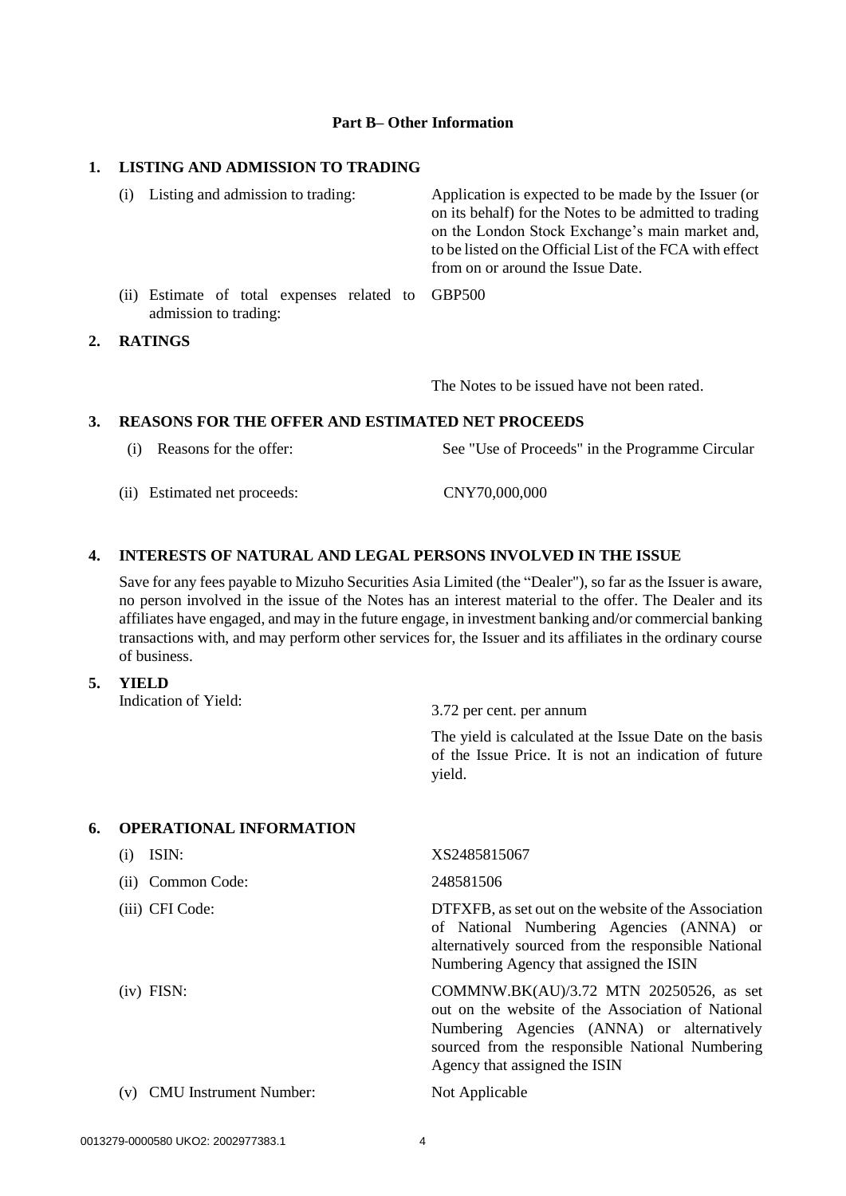## Part B– Other Information

### 1. LISTING AND ADMISSION TO TRADING

| | |
|---|---|
| (i) Listing and admission to trading: | Application is expected to be made by the Issuer (or on its behalf) for the Notes to be admitted to trading on the London Stock Exchange's main market and, to be listed on the Official List of the FCA with effect from on or around the Issue Date. |
| (ii) Estimate of total expenses related to admission to trading: | GBP500 |

### 2. RATINGS

The Notes to be issued have not been rated.

### 3. REASONS FOR THE OFFER AND ESTIMATED NET PROCEEDS

| | |
|---|---|
| (i) Reasons for the offer: | See "Use of Proceeds" in the Programme Circular |
| (ii) Estimated net proceeds: | CNY70,000,000 |

### 4. INTERESTS OF NATURAL AND LEGAL PERSONS INVOLVED IN THE ISSUE

Save for any fees payable to Mizuho Securities Asia Limited (the "Dealer"), so far as the Issuer is aware, no person involved in the issue of the Notes has an interest material to the offer. The Dealer and its affiliates have engaged, and may in the future engage, in investment banking and/or commercial banking transactions with, and may perform other services for, the Issuer and its affiliates in the ordinary course of business.

### 5. YIELD

| | |
|---|---|
| Indication of Yield: | 3.72 per cent. per annum<br><br>The yield is calculated at the Issue Date on the basis of the Issue Price. It is not an indication of future yield. |

### 6. OPERATIONAL INFORMATION

| | |
|---|---|
| (i) ISIN: | XS2485815067 |
| (ii) Common Code: | 248581506 |
| (iii) CFI Code: | DTFXFB, as set out on the website of the Association of National Numbering Agencies (ANNA) or alternatively sourced from the responsible National Numbering Agency that assigned the ISIN |
| (iv) FISN: | COMMNW.BK(AU)/3.72 MTN 20250526, as set out on the website of the Association of National Numbering Agencies (ANNA) or alternatively sourced from the responsible National Numbering Agency that assigned the ISIN |
| (v) CMU Instrument Number: | Not Applicable |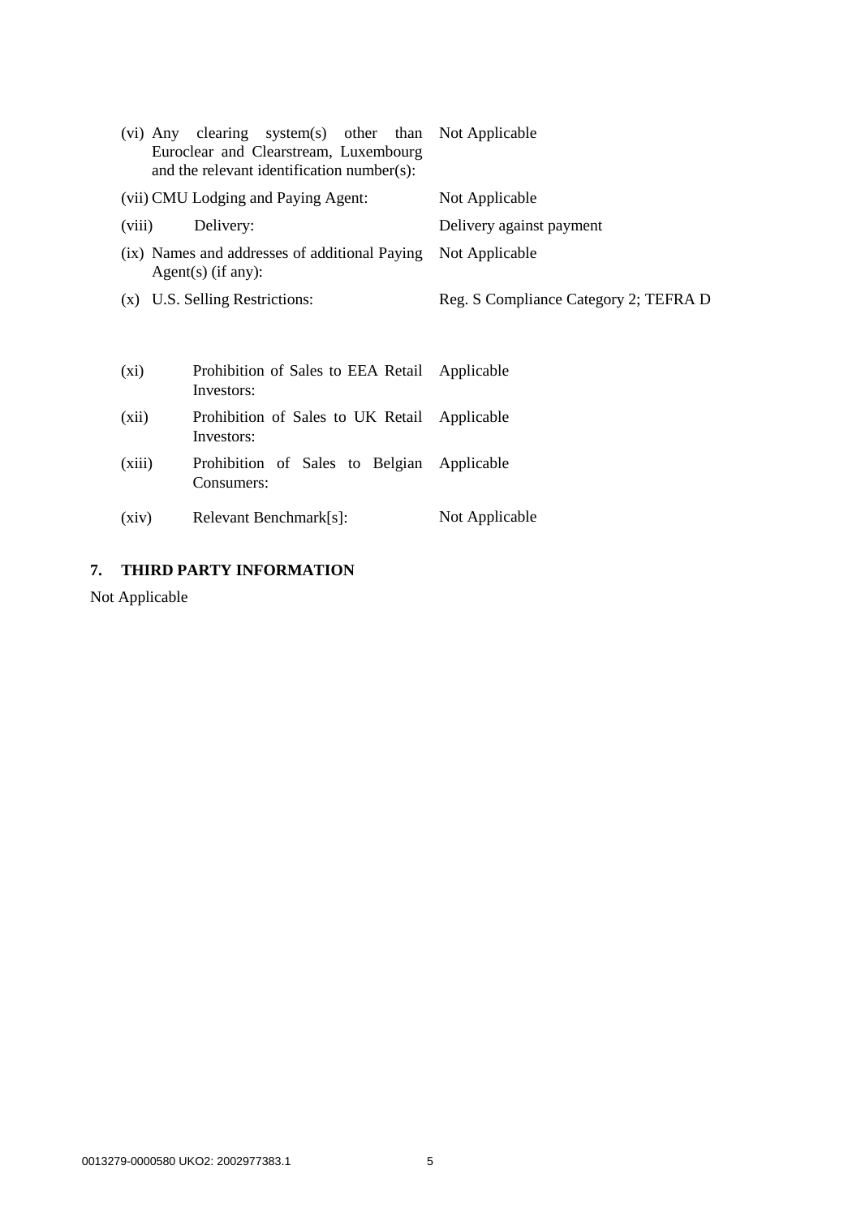| | |
|---|---|
| (vi) Any clearing system(s) other than Euroclear and Clearstream, Luxembourg and the relevant identification number(s): | Not Applicable |
| (vii) CMU Lodging and Paying Agent: | Not Applicable |
| (viii) Delivery: | Delivery against payment |
| (ix) Names and addresses of additional Paying Agent(s) (if any): | Not Applicable |
| (x) U.S. Selling Restrictions: | Reg. S Compliance Category 2; TEFRA D |
| (xi) Prohibition of Sales to EEA Retail Investors: | Applicable |
| (xii) Prohibition of Sales to UK Retail Investors: | Applicable |
| (xiii) Prohibition of Sales to Belgian Consumers: | Applicable |
| (xiv) Relevant Benchmark[s]: | Not Applicable |

## 7. THIRD PARTY INFORMATION

Not Applicable